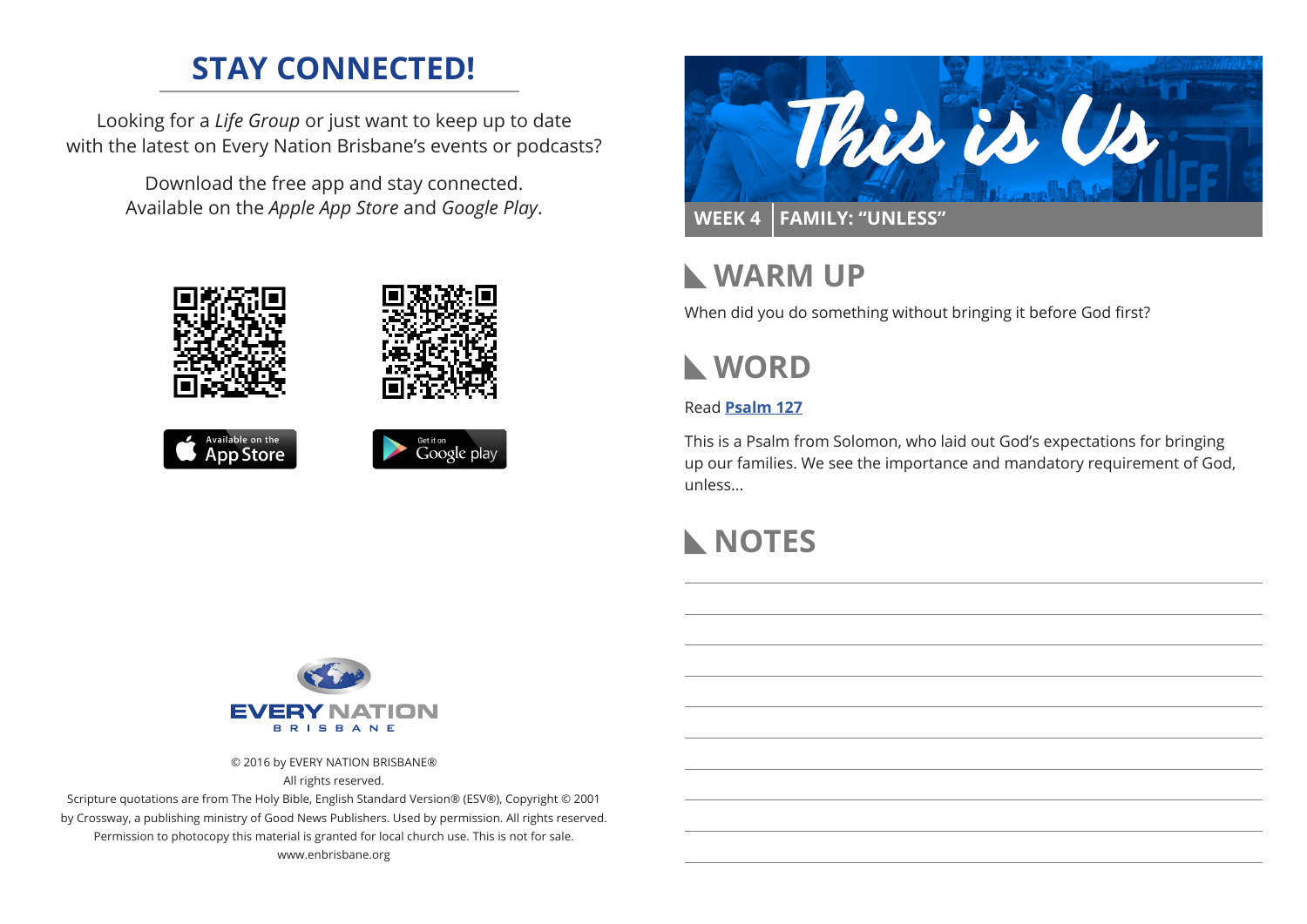# STAY CONNECTED!

Looking for a *Life Group* or just want to keep up to date with the latest on Every Nation Brisbane's events or podcasts?

Download the free app and stay connected. Available on the *Apple App Store* and *Google Play*.

Available on the App Store

Get it on Google play

EVERY NATION BRISBANE

© 2016 by EVERY NATION BRISBANE®
All rights reserved.
Scripture quotations are from The Holy Bible, English Standard Version® (ESV®), Copyright © 2001 by Crossway, a publishing ministry of Good News Publishers. Used by permission. All rights reserved.
Permission to photocopy this material is granted for local church use. This is not for sale.
www.enbrisbane.org

# This is Us

**WEEK 4 | FAMILY: "UNLESS"**

## WARM UP

When did you do something without bringing it before God first?

## WORD

Read **Psalm 127**

This is a Psalm from Solomon, who laid out God's expectations for bringing up our families. We see the importance and mandatory requirement of God, unless...

## NOTES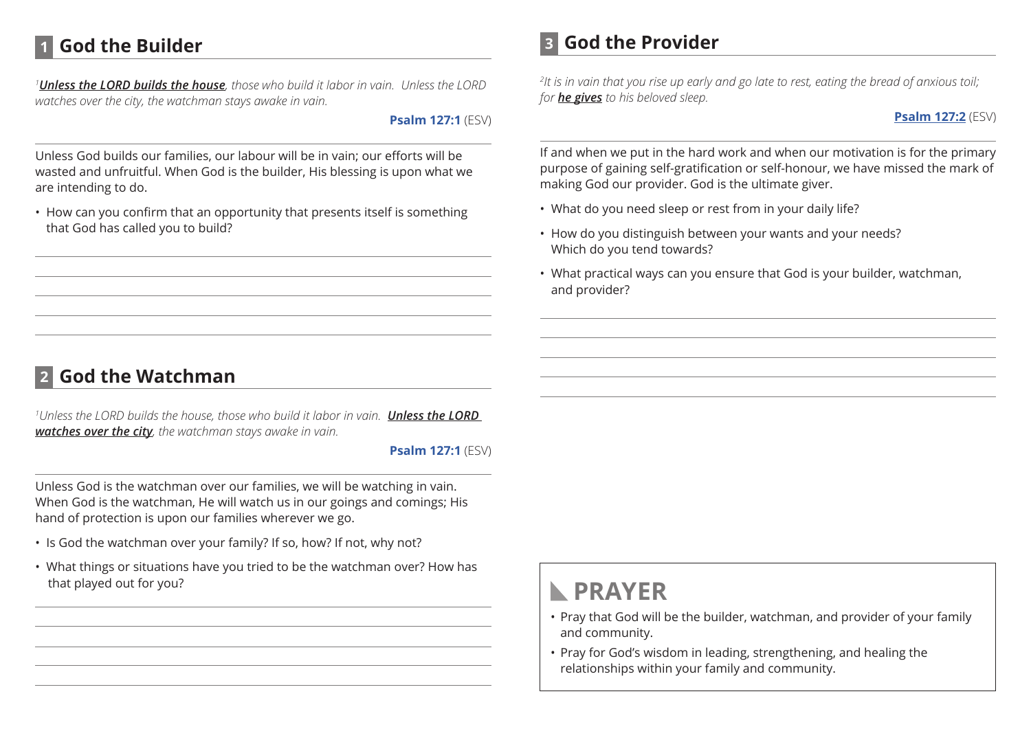## 1 God the Builder

*[1]**Unless the LORD builds the house**, those who build it labor in vain. Unless the LORD watches over the city, the watchman stays awake in vain.*

**Psalm 127:1** (ESV)

Unless God builds our families, our labour will be in vain; our efforts will be wasted and unfruitful. When God is the builder, His blessing is upon what we are intending to do.

- How can you confirm that an opportunity that presents itself is something that God has called you to build?

## 2 God the Watchman

*[1]Unless the LORD builds the house, those who build it labor in vain. **Unless the LORD watches over the city**, the watchman stays awake in vain.*

**Psalm 127:1** (ESV)

Unless God is the watchman over our families, we will be watching in vain. When God is the watchman, He will watch us in our goings and comings; His hand of protection is upon our families wherever we go.

- Is God the watchman over your family? If so, how? If not, why not?
- What things or situations have you tried to be the watchman over? How has that played out for you?

## 3 God the Provider

*[2]It is in vain that you rise up early and go late to rest, eating the bread of anxious toil; for **he gives** to his beloved sleep.*

**Psalm 127:2** (ESV)

If and when we put in the hard work and when our motivation is for the primary purpose of gaining self-gratification or self-honour, we have missed the mark of making God our provider. God is the ultimate giver.

- What do you need sleep or rest from in your daily life?
- How do you distinguish between your wants and your needs? Which do you tend towards?
- What practical ways can you ensure that God is your builder, watchman, and provider?

## PRAYER

- Pray that God will be the builder, watchman, and provider of your family and community.
- Pray for God's wisdom in leading, strengthening, and healing the relationships within your family and community.